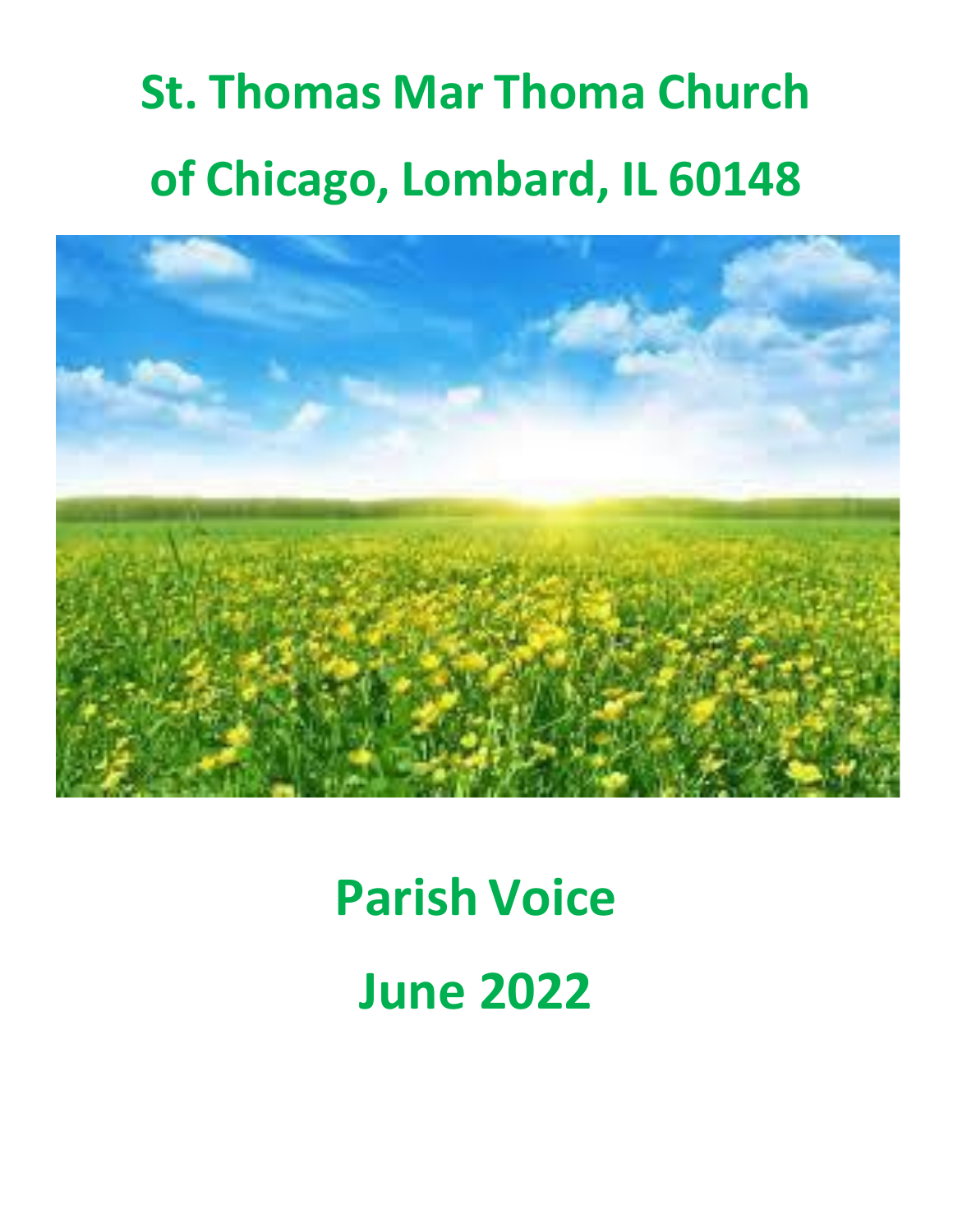# St. Thomas Mar Thoma Church of Chicago, Lombard, IL 60148

# Parish Voice

# June 2022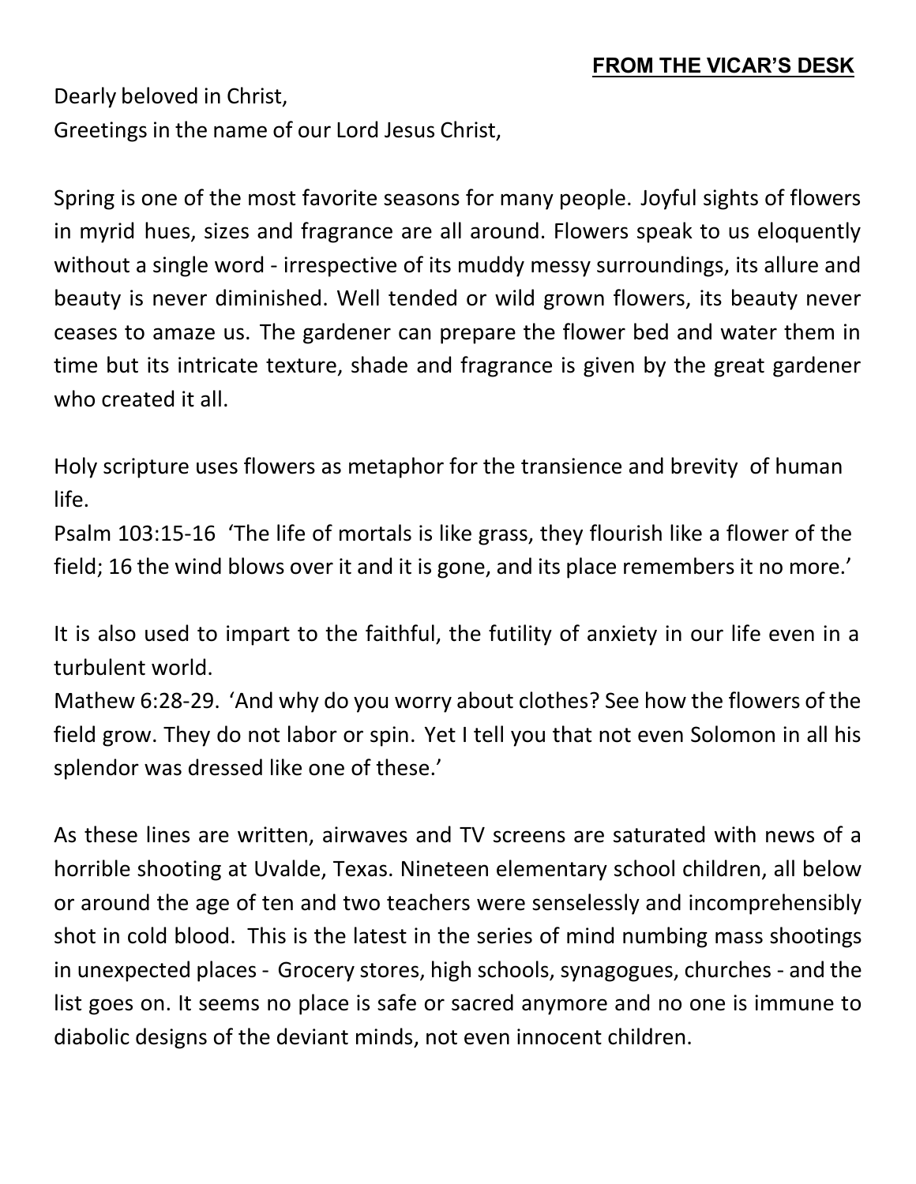## FROM THE VICAR'S DESK

Dearly beloved in Christ,
Greetings in the name of our Lord Jesus Christ,

Spring is one of the most favorite seasons for many people. Joyful sights of flowers in myrid hues, sizes and fragrance are all around. Flowers speak to us eloquently without a single word - irrespective of its muddy messy surroundings, its allure and beauty is never diminished. Well tended or wild grown flowers, its beauty never ceases to amaze us. The gardener can prepare the flower bed and water them in time but its intricate texture, shade and fragrance is given by the great gardener who created it all.

Holy scripture uses flowers as metaphor for the transience and brevity of human life.
Psalm 103:15-16 'The life of mortals is like grass, they flourish like a flower of the field; 16 the wind blows over it and it is gone, and its place remembers it no more.'

It is also used to impart to the faithful, the futility of anxiety in our life even in a turbulent world.
Mathew 6:28-29. 'And why do you worry about clothes? See how the flowers of the field grow. They do not labor or spin. Yet I tell you that not even Solomon in all his splendor was dressed like one of these.'

As these lines are written, airwaves and TV screens are saturated with news of a horrible shooting at Uvalde, Texas. Nineteen elementary school children, all below or around the age of ten and two teachers were senselessly and incomprehensibly shot in cold blood. This is the latest in the series of mind numbing mass shootings in unexpected places - Grocery stores, high schools, synagogues, churches - and the list goes on. It seems no place is safe or sacred anymore and no one is immune to diabolic designs of the deviant minds, not even innocent children.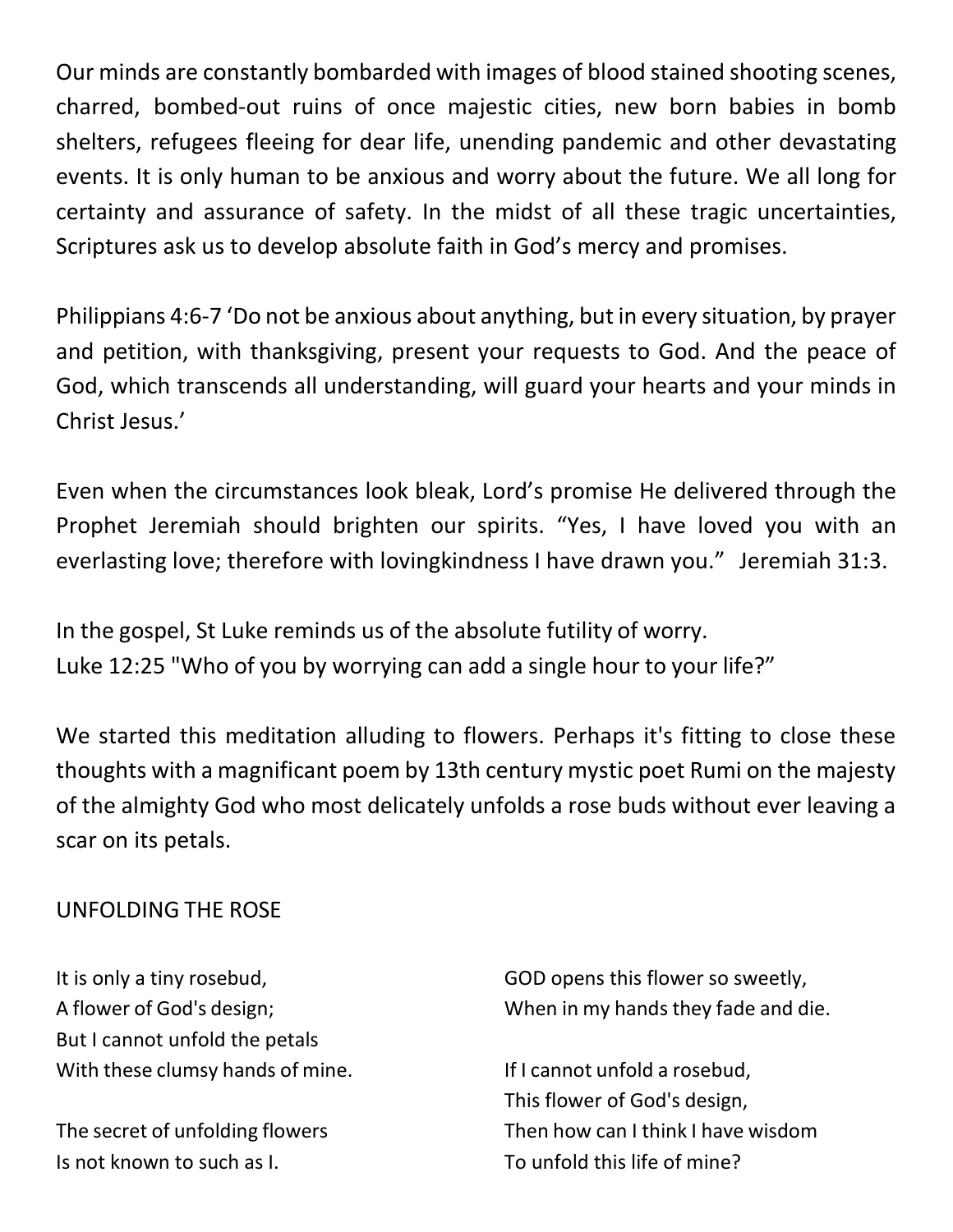Our minds are constantly bombarded with images of blood stained shooting scenes, charred, bombed-out ruins of once majestic cities, new born babies in bomb shelters, refugees fleeing for dear life, unending pandemic and other devastating events. It is only human to be anxious and worry about the future. We all long for certainty and assurance of safety. In the midst of all these tragic uncertainties, Scriptures ask us to develop absolute faith in God's mercy and promises.

Philippians 4:6-7 'Do not be anxious about anything, but in every situation, by prayer and petition, with thanksgiving, present your requests to God. And the peace of God, which transcends all understanding, will guard your hearts and your minds in Christ Jesus.'

Even when the circumstances look bleak, Lord's promise He delivered through the Prophet Jeremiah should brighten our spirits. "Yes, I have loved you with an everlasting love; therefore with lovingkindness I have drawn you." Jeremiah 31:3.

In the gospel, St Luke reminds us of the absolute futility of worry.
Luke 12:25 "Who of you by worrying can add a single hour to your life?"

We started this meditation alluding to flowers. Perhaps it's fitting to close these thoughts with a magnificant poem by 13th century mystic poet Rumi on the majesty of the almighty God who most delicately unfolds a rose buds without ever leaving a scar on its petals.

UNFOLDING THE ROSE

It is only a tiny rosebud,
A flower of God's design;
But I cannot unfold the petals
With these clumsy hands of mine.

The secret of unfolding flowers
Is not known to such as I.
GOD opens this flower so sweetly,
When in my hands they fade and die.

If I cannot unfold a rosebud,
This flower of God's design,
Then how can I think I have wisdom
To unfold this life of mine?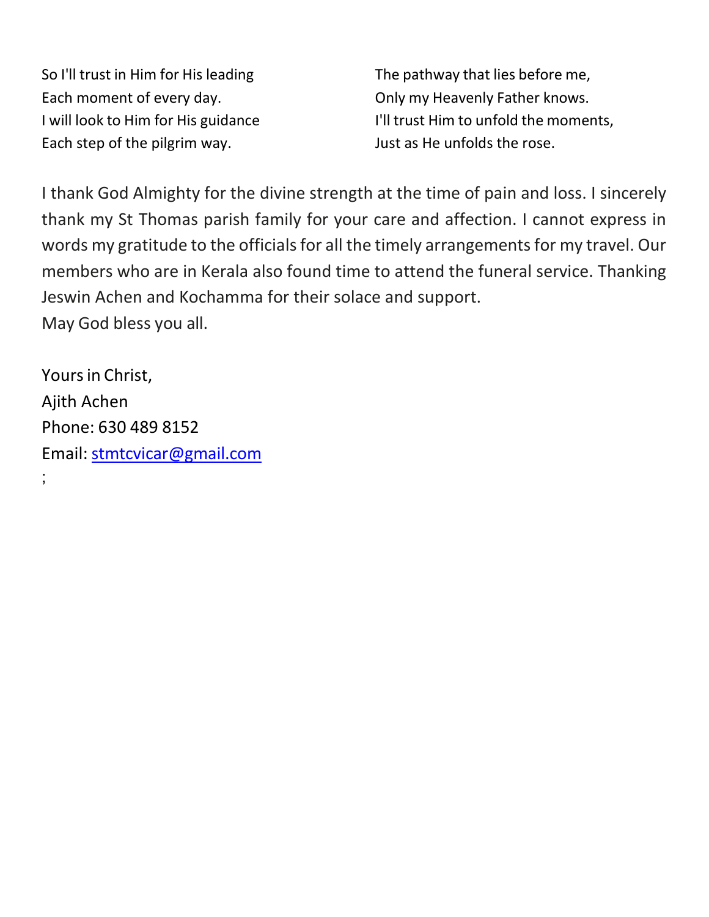So I'll trust in Him for His leading
Each moment of every day.
I will look to Him for His guidance
Each step of the pilgrim way.

The pathway that lies before me,
Only my Heavenly Father knows.
I'll trust Him to unfold the moments,
Just as He unfolds the rose.

I thank God Almighty for the divine strength at the time of pain and loss. I sincerely thank my St Thomas parish family for your care and affection. I cannot express in words my gratitude to the officials for all the timely arrangements for my travel. Our members who are in Kerala also found time to attend the funeral service. Thanking Jeswin Achen and Kochamma for their solace and support.
May God bless you all.

Yours in Christ,
Ajith Achen
Phone: 630 489 8152
Email: stmtcvicar@gmail.com
;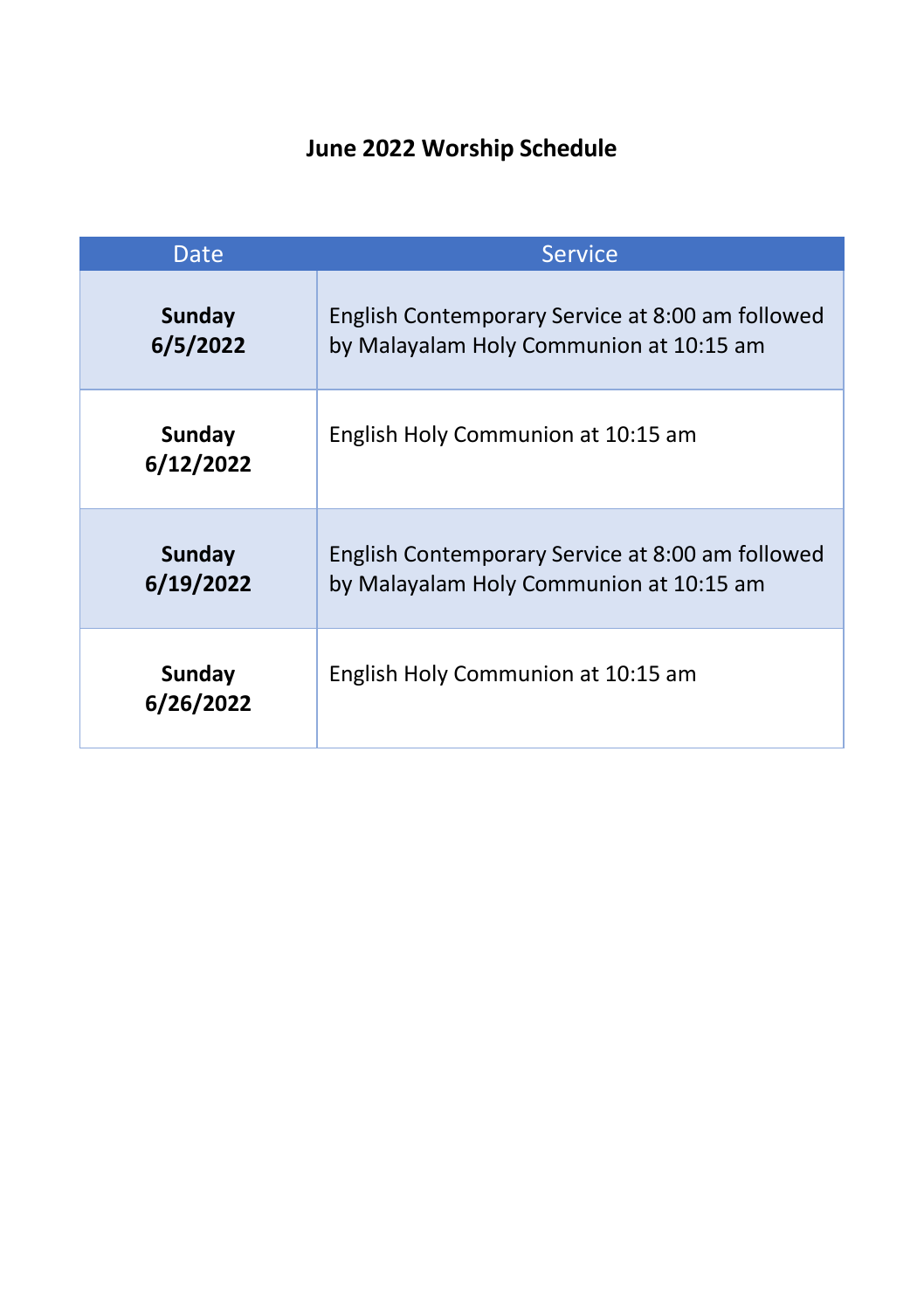# June 2022 Worship Schedule

| Date | Service |
|---|---|
| **Sunday 6/5/2022** | English Contemporary Service at 8:00 am followed by Malayalam Holy Communion at 10:15 am |
| **Sunday 6/12/2022** | English Holy Communion at 10:15 am |
| **Sunday 6/19/2022** | English Contemporary Service at 8:00 am followed by Malayalam Holy Communion at 10:15 am |
| **Sunday 6/26/2022** | English Holy Communion at 10:15 am |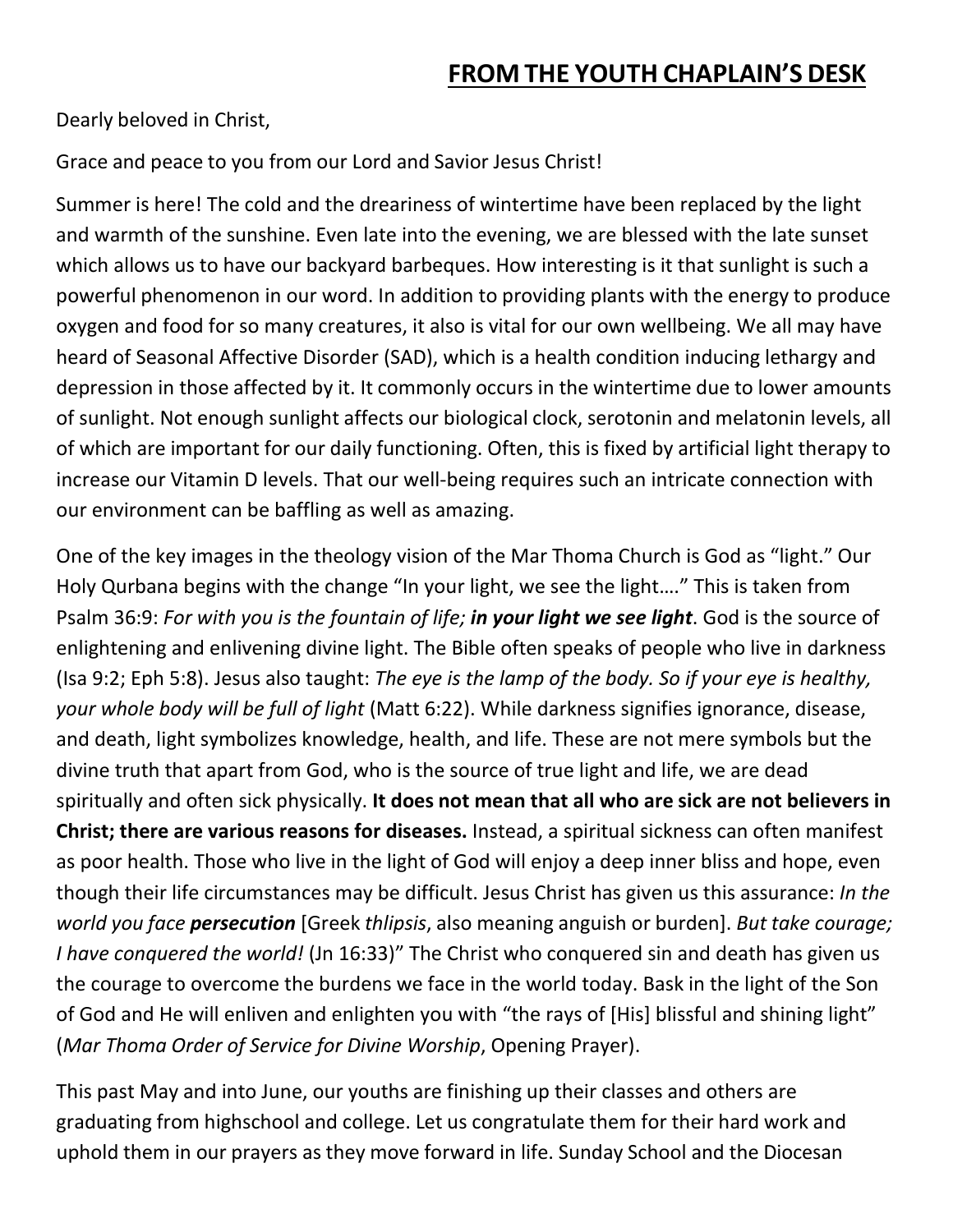## FROM THE YOUTH CHAPLAIN'S DESK

Dearly beloved in Christ,

Grace and peace to you from our Lord and Savior Jesus Christ!

Summer is here! The cold and the dreariness of wintertime have been replaced by the light and warmth of the sunshine. Even late into the evening, we are blessed with the late sunset which allows us to have our backyard barbeques. How interesting is it that sunlight is such a powerful phenomenon in our word. In addition to providing plants with the energy to produce oxygen and food for so many creatures, it also is vital for our own wellbeing. We all may have heard of Seasonal Affective Disorder (SAD), which is a health condition inducing lethargy and depression in those affected by it. It commonly occurs in the wintertime due to lower amounts of sunlight. Not enough sunlight affects our biological clock, serotonin and melatonin levels, all of which are important for our daily functioning. Often, this is fixed by artificial light therapy to increase our Vitamin D levels. That our well-being requires such an intricate connection with our environment can be baffling as well as amazing.

One of the key images in the theology vision of the Mar Thoma Church is God as "light." Our Holy Qurbana begins with the change "In your light, we see the light…." This is taken from Psalm 36:9: *For with you is the fountain of life; **in your light we see light***. God is the source of enlightening and enlivening divine light. The Bible often speaks of people who live in darkness (Isa 9:2; Eph 5:8). Jesus also taught: *The eye is the lamp of the body. So if your eye is healthy, your whole body will be full of light* (Matt 6:22). While darkness signifies ignorance, disease, and death, light symbolizes knowledge, health, and life. These are not mere symbols but the divine truth that apart from God, who is the source of true light and life, we are dead spiritually and often sick physically. **It does not mean that all who are sick are not believers in Christ; there are various reasons for diseases.** Instead, a spiritual sickness can often manifest as poor health. Those who live in the light of God will enjoy a deep inner bliss and hope, even though their life circumstances may be difficult. Jesus Christ has given us this assurance: *In the world you face **persecution*** [Greek *thlipsis*, also meaning anguish or burden]. *But take courage; I have conquered the world!* (Jn 16:33)" The Christ who conquered sin and death has given us the courage to overcome the burdens we face in the world today. Bask in the light of the Son of God and He will enliven and enlighten you with "the rays of [His] blissful and shining light" (*Mar Thoma Order of Service for Divine Worship*, Opening Prayer).

This past May and into June, our youths are finishing up their classes and others are graduating from highschool and college. Let us congratulate them for their hard work and uphold them in our prayers as they move forward in life. Sunday School and the Diocesan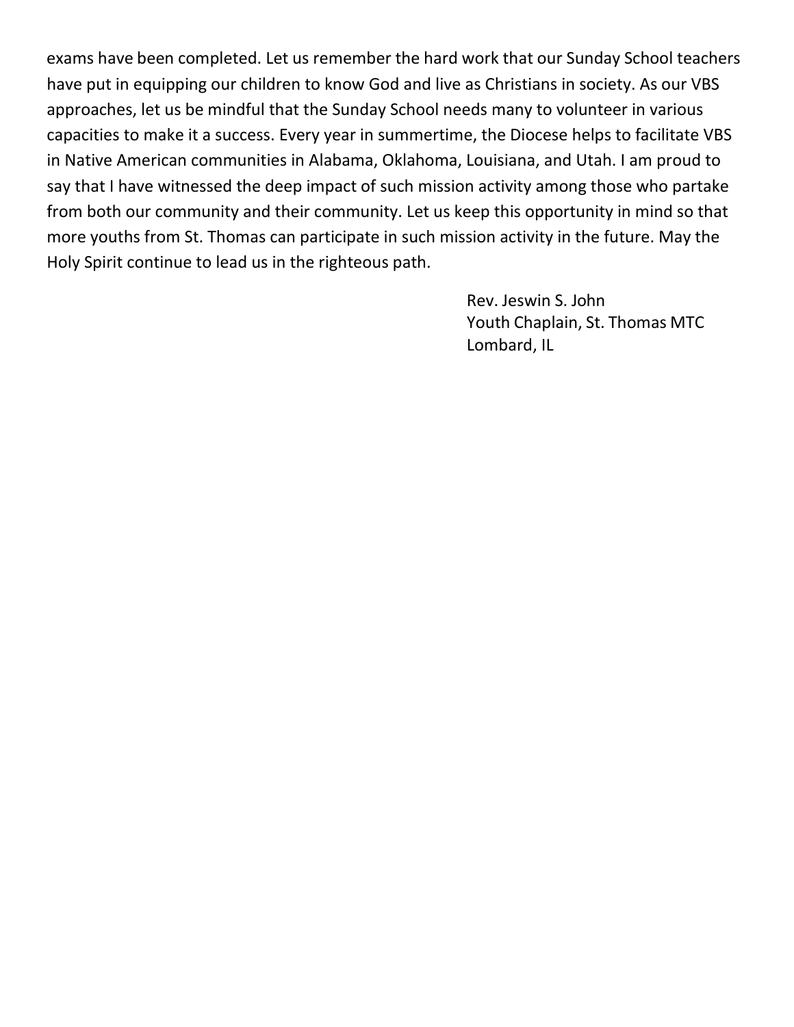exams have been completed. Let us remember the hard work that our Sunday School teachers have put in equipping our children to know God and live as Christians in society. As our VBS approaches, let us be mindful that the Sunday School needs many to volunteer in various capacities to make it a success. Every year in summertime, the Diocese helps to facilitate VBS in Native American communities in Alabama, Oklahoma, Louisiana, and Utah. I am proud to say that I have witnessed the deep impact of such mission activity among those who partake from both our community and their community. Let us keep this opportunity in mind so that more youths from St. Thomas can participate in such mission activity in the future. May the Holy Spirit continue to lead us in the righteous path.

Rev. Jeswin S. John
Youth Chaplain, St. Thomas MTC
Lombard, IL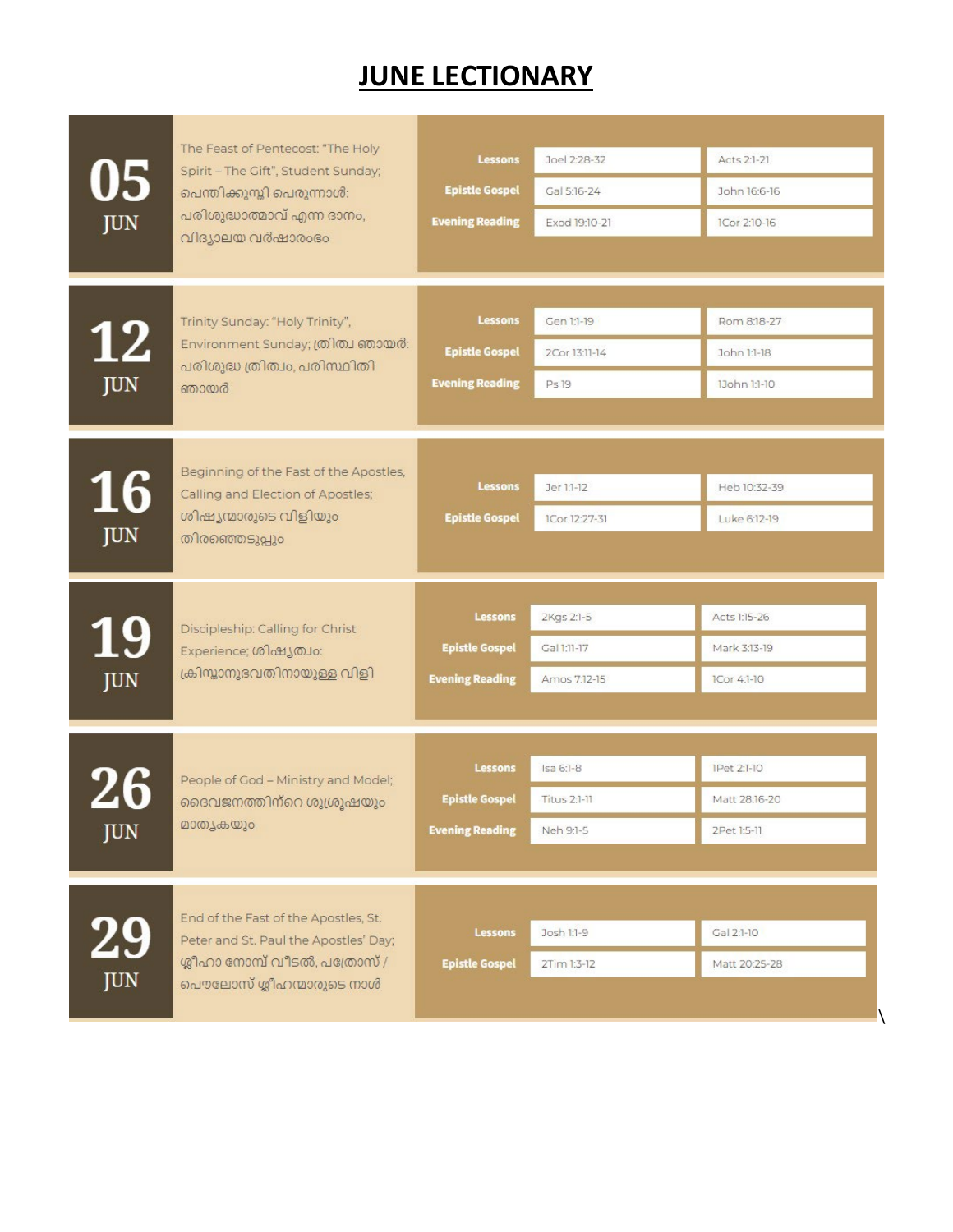# JUNE LECTIONARY

| Date | Occasion | Reading | | |
|---|---|---|---|---|
| 05 JUN | The Feast of Pentecost: "The Holy Spirit – The Gift", Student Sunday; പെന്തിക്കുസ്തി പെരുന്നാൾ: പരിശുദ്ധാത്മാവ് എന്ന ദാനം, വിദ്യാലയ വർഷാരംഭം | Lessons | Joel 2:28-32 | Acts 2:1-21 |
| | | Epistle Gospel | Gal 5:16-24 | John 16:6-16 |
| | | Evening Reading | Exod 19:10-21 | 1Cor 2:10-16 |
| 12 JUN | Trinity Sunday: "Holy Trinity", Environment Sunday; ത്രിത്വ ഞായർ: പരിശുദ്ധ ത്രിത്വം, പരിസ്ഥിതി ഞായർ | Lessons | Gen 1:1-19 | Rom 8:18-27 |
| | | Epistle Gospel | 2Cor 13:11-14 | John 1:1-18 |
| | | Evening Reading | Ps 19 | 1John 1:1-10 |
| 16 JUN | Beginning of the Fast of the Apostles, Calling and Election of Apostles; ശിഷ്യന്മാരുടെ വിളിയും തിരഞ്ഞെടുപ്പും | Lessons | Jer 1:1-12 | Heb 10:32-39 |
| | | Epistle Gospel | 1Cor 12:27-31 | Luke 6:12-19 |
| 19 JUN | Discipleship: Calling for Christ Experience; ശിഷ്യത്വം: ക്രിസ്ത്വാനുഭവതിനായുള്ള വിളി | Lessons | 2Kgs 2:1-5 | Acts 1:15-26 |
| | | Epistle Gospel | Gal 1:11-17 | Mark 3:13-19 |
| | | Evening Reading | Amos 7:12-15 | 1Cor 4:1-10 |
| 26 JUN | People of God – Ministry and Model; ദൈവജനത്തിന്റെ ശുശ്രൂഷയും മാതൃകയും | Lessons | Isa 6:1-8 | 1Pet 2:1-10 |
| | | Epistle Gospel | Titus 2:1-11 | Matt 28:16-20 |
| | | Evening Reading | Neh 9:1-5 | 2Pet 1:5-11 |
| 29 JUN | End of the Fast of the Apostles, St. Peter and St. Paul the Apostles' Day; ശ്ലീഹാ നോമ്പ് വീടൽ, പത്രോസ് / പൌലോസ് ശ്ലീഹന്മാരുടെ നാൾ | Lessons | Josh 1:1-9 | Gal 2:1-10 |
| | | Epistle Gospel | 2Tim 1:3-12 | Matt 20:25-28 |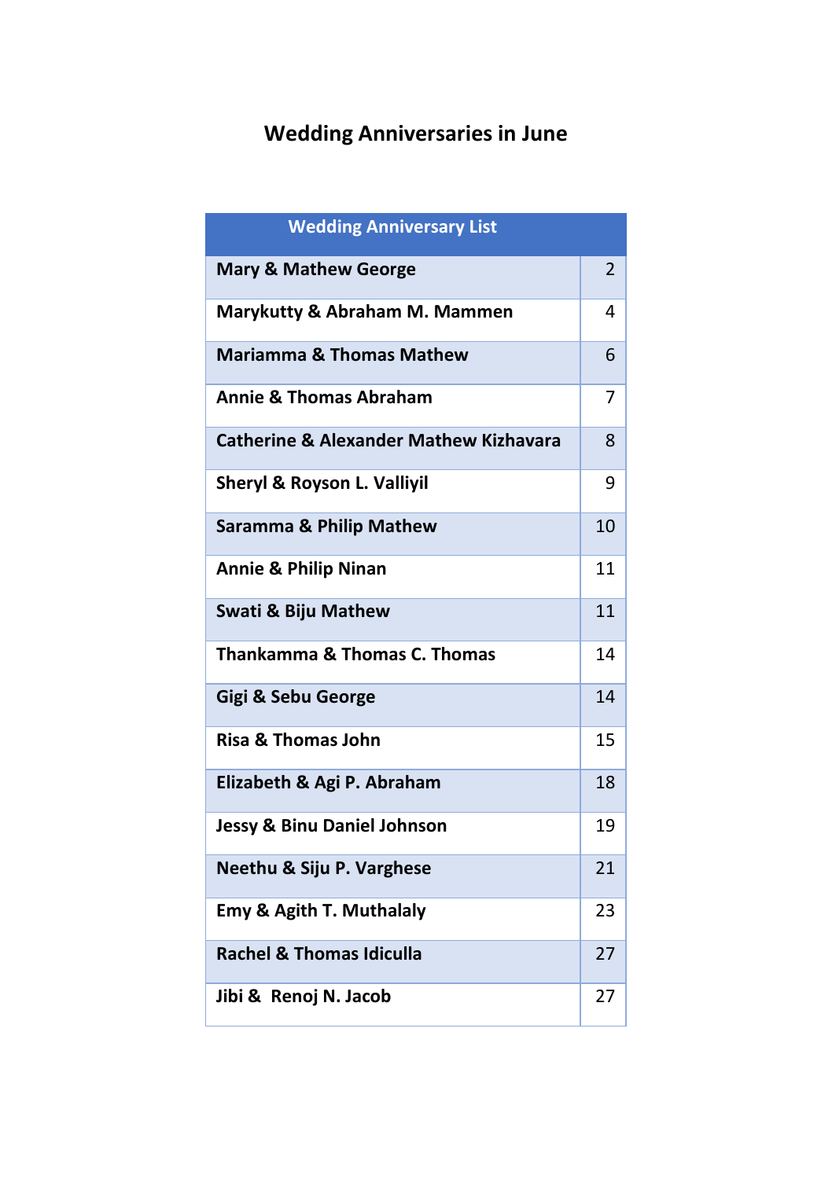## Wedding Anniversaries in June

| Wedding Anniversary List | |
|---|---|
| **Mary & Mathew George** | 2 |
| **Marykutty & Abraham M. Mammen** | 4 |
| **Mariamma & Thomas Mathew** | 6 |
| **Annie & Thomas Abraham** | 7 |
| **Catherine & Alexander Mathew Kizhavara** | 8 |
| **Sheryl & Royson L. Valliyil** | 9 |
| **Saramma & Philip Mathew** | 10 |
| **Annie & Philip Ninan** | 11 |
| **Swati & Biju Mathew** | 11 |
| **Thankamma & Thomas C. Thomas** | 14 |
| **Gigi & Sebu George** | 14 |
| **Risa & Thomas John** | 15 |
| **Elizabeth & Agi P. Abraham** | 18 |
| **Jessy & Binu Daniel Johnson** | 19 |
| **Neethu & Siju P. Varghese** | 21 |
| **Emy & Agith T. Muthalaly** | 23 |
| **Rachel & Thomas Idiculla** | 27 |
| **Jibi & Renoj N. Jacob** | 27 |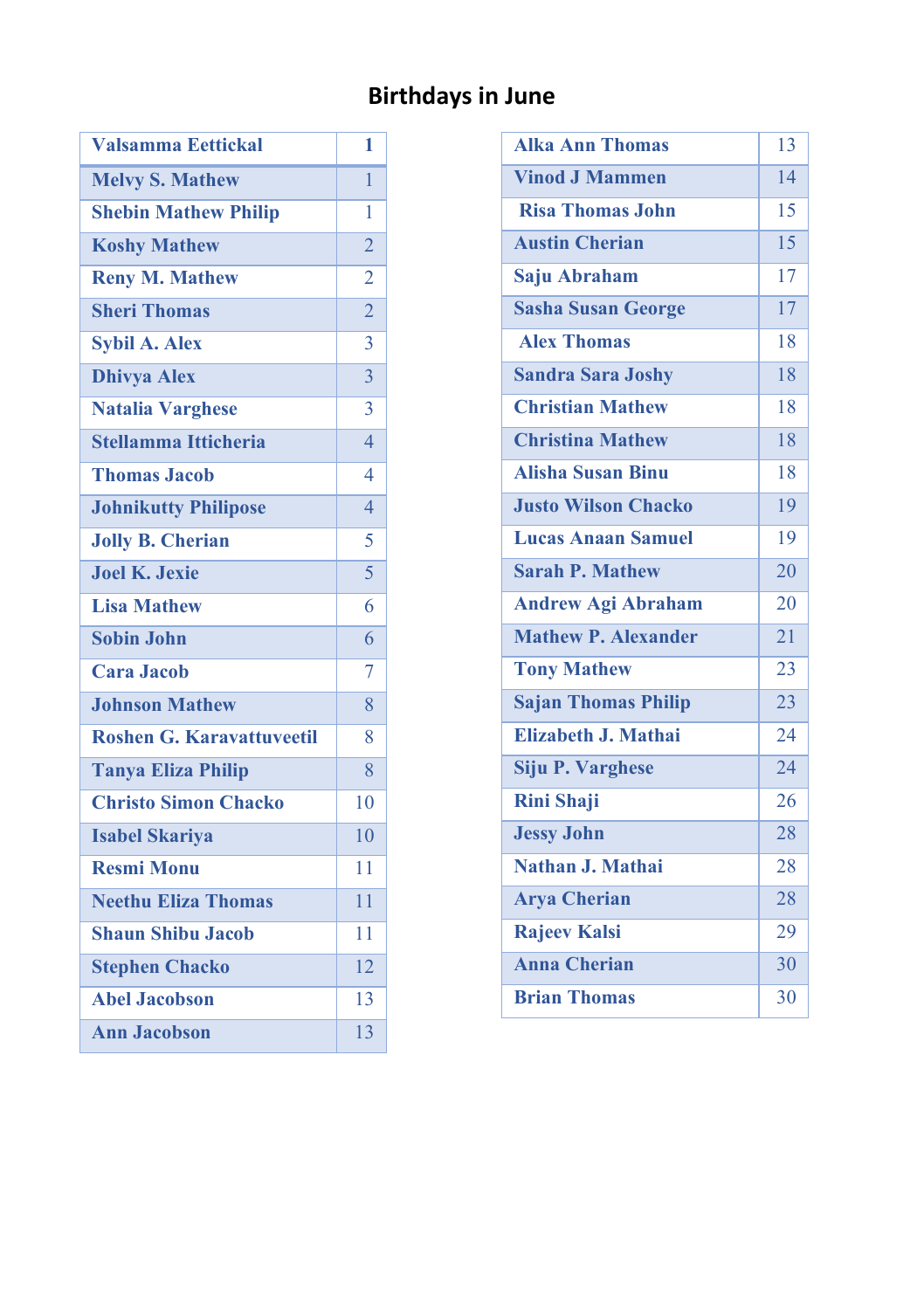# Birthdays in June

| Name | Day |
|---|---|
| Valsamma Eettickal | **1** |
| Melvy S. Mathew | 1 |
| Shebin Mathew Philip | 1 |
| Koshy Mathew | 2 |
| Reny M. Mathew | 2 |
| Sheri Thomas | 2 |
| Sybil A. Alex | 3 |
| Dhivya Alex | 3 |
| Natalia Varghese | 3 |
| Stellamma Itticheria | 4 |
| Thomas Jacob | 4 |
| Johnikutty Philipose | 4 |
| Jolly B. Cherian | 5 |
| Joel K. Jexie | 5 |
| Lisa Mathew | 6 |
| Sobin John | 6 |
| Cara Jacob | 7 |
| Johnson Mathew | 8 |
| Roshen G. Karavattuveetil | 8 |
| Tanya Eliza Philip | 8 |
| Christo Simon Chacko | 10 |
| Isabel Skariya | 10 |
| Resmi Monu | 11 |
| Neethu Eliza Thomas | 11 |
| Shaun Shibu Jacob | 11 |
| Stephen Chacko | 12 |
| Abel Jacobson | 13 |
| Ann Jacobson | 13 |

| Name | Day |
|---|---|
| Alka Ann Thomas | 13 |
| Vinod J Mammen | 14 |
| Risa Thomas John | 15 |
| Austin Cherian | 15 |
| Saju Abraham | 17 |
| Sasha Susan George | 17 |
| Alex Thomas | 18 |
| Sandra Sara Joshy | 18 |
| Christian Mathew | 18 |
| Christina Mathew | 18 |
| Alisha Susan Binu | 18 |
| Justo Wilson Chacko | 19 |
| Lucas Anaan Samuel | 19 |
| Sarah P. Mathew | 20 |
| Andrew Agi Abraham | 20 |
| Mathew P. Alexander | 21 |
| Tony Mathew | 23 |
| Sajan Thomas Philip | 23 |
| Elizabeth J. Mathai | 24 |
| Siju P. Varghese | 24 |
| Rini Shaji | 26 |
| Jessy John | 28 |
| Nathan J. Mathai | 28 |
| Arya Cherian | 28 |
| Rajeev Kalsi | 29 |
| Anna Cherian | 30 |
| Brian Thomas | 30 |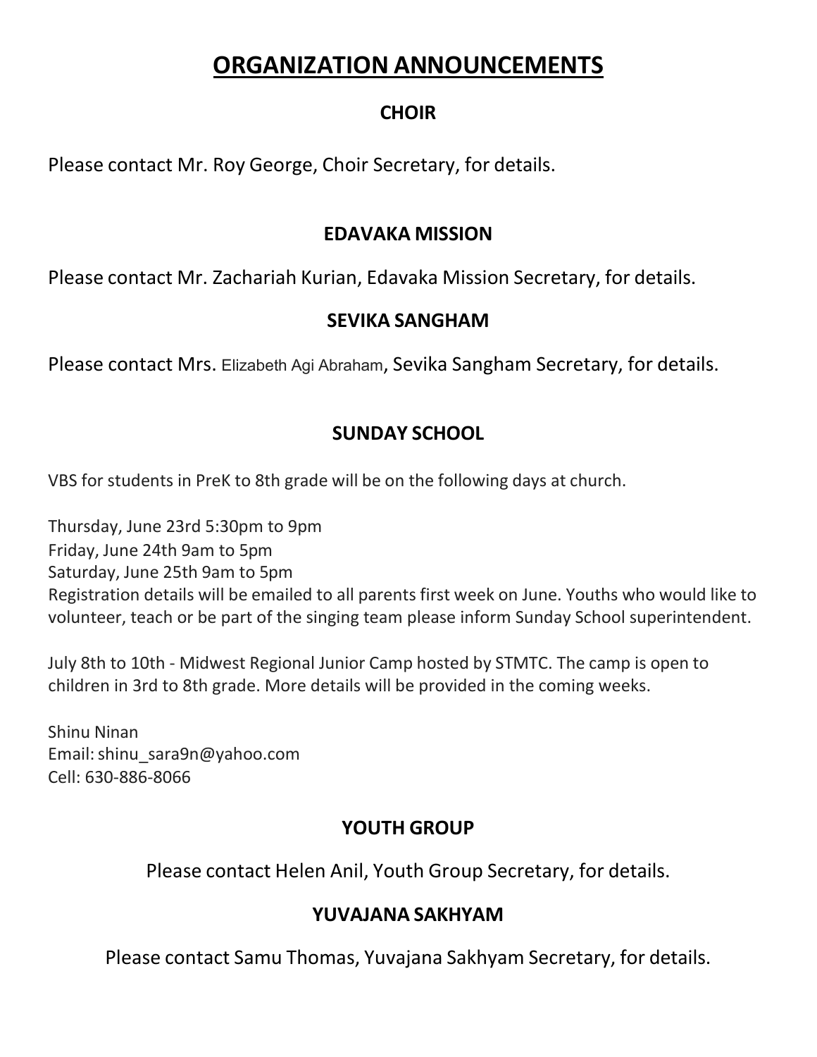# ORGANIZATION ANNOUNCEMENTS

## CHOIR

Please contact Mr. Roy George, Choir Secretary, for details.

## EDAVAKA MISSION

Please contact Mr. Zachariah Kurian, Edavaka Mission Secretary, for details.

## SEVIKA SANGHAM

Please contact Mrs. Elizabeth Agi Abraham, Sevika Sangham Secretary, for details.

## SUNDAY SCHOOL

VBS for students in PreK to 8th grade will be on the following days at church.

Thursday, June 23rd 5:30pm to 9pm
Friday, June 24th 9am to 5pm
Saturday, June 25th 9am to 5pm
Registration details will be emailed to all parents first week on June. Youths who would like to volunteer, teach or be part of the singing team please inform Sunday School superintendent.

July 8th to 10th - Midwest Regional Junior Camp hosted by STMTC. The camp is open to children in 3rd to 8th grade. More details will be provided in the coming weeks.

Shinu Ninan
Email: shinu_sara9n@yahoo.com
Cell: 630-886-8066

## YOUTH GROUP

Please contact Helen Anil, Youth Group Secretary, for details.

## YUVAJANA SAKHYAM

Please contact Samu Thomas, Yuvajana Sakhyam Secretary, for details.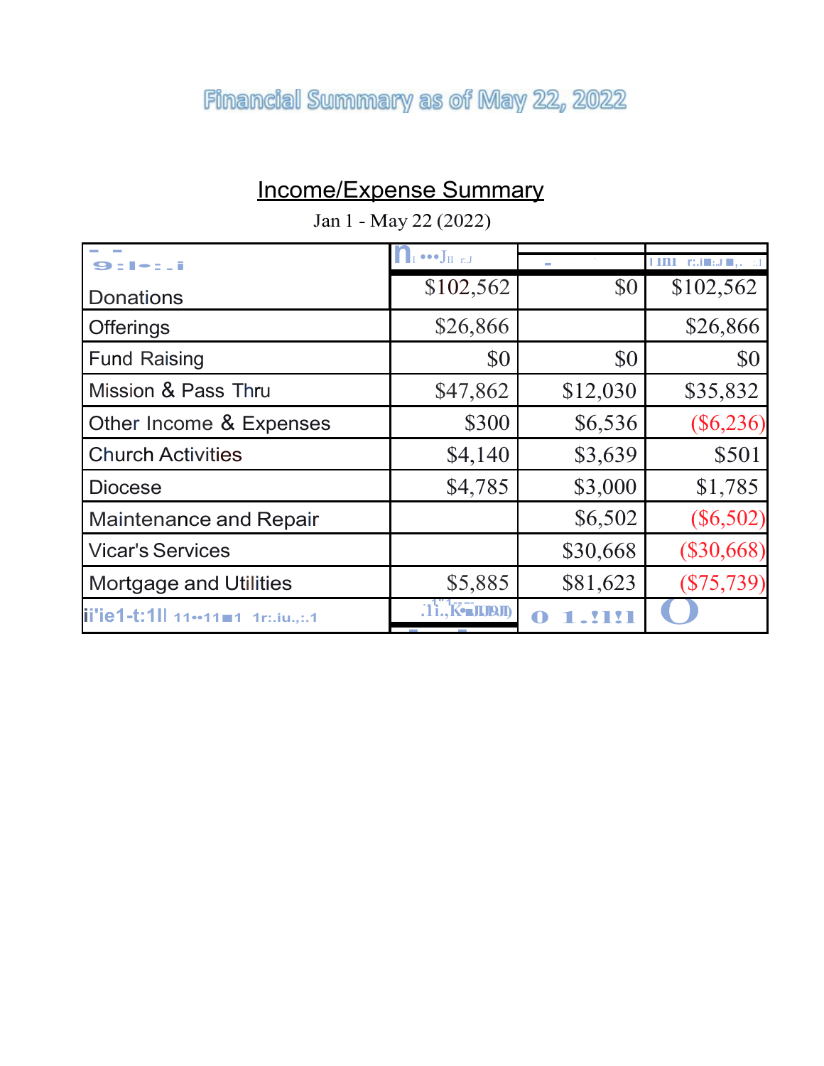# Financial Summary as of May 22, 2022

## Income/Expense Summary

Jan 1 - May 22 (2022)

| | | | |
|---|---|---|---|
| Donations | $102,562 | $0 | $102,562 |
| Offerings | $26,866 | | $26,866 |
| Fund Raising | $0 | $0 | $0 |
| Mission & Pass Thru | $47,862 | $12,030 | $35,832 |
| Other Income & Expenses | $300 | $6,536 | ($6,236) |
| Church Activities | $4,140 | $3,639 | $501 |
| Diocese | $4,785 | $3,000 | $1,785 |
| Maintenance and Repair | | $6,502 | ($6,502) |
| Vicar's Services | | $30,668 | ($30,668) |
| Mortgage and Utilities | $5,885 | $81,623 | ($75,739) |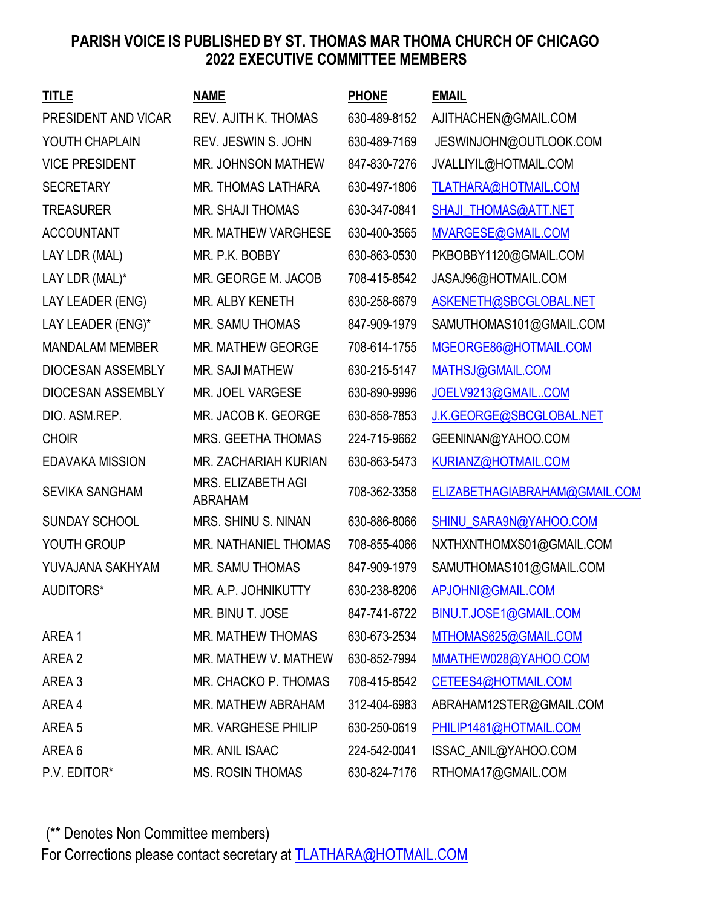**PARISH VOICE IS PUBLISHED BY ST. THOMAS MAR THOMA CHURCH OF CHICAGO**
**2022 EXECUTIVE COMMITTEE MEMBERS**

| TITLE | NAME | PHONE | EMAIL |
|---|---|---|---|
| PRESIDENT AND VICAR | REV. AJITH K. THOMAS | 630-489-8152 | AJITHACHEN@GMAIL.COM |
| YOUTH CHAPLAIN | REV. JESWIN S. JOHN | 630-489-7169 | JESWINJOHN@OUTLOOK.COM |
| VICE PRESIDENT | MR. JOHNSON MATHEW | 847-830-7276 | JVALLIYIL@HOTMAIL.COM |
| SECRETARY | MR. THOMAS LATHARA | 630-497-1806 | TLATHARA@HOTMAIL.COM |
| TREASURER | MR. SHAJI THOMAS | 630-347-0841 | SHAJI_THOMAS@ATT.NET |
| ACCOUNTANT | MR. MATHEW VARGHESE | 630-400-3565 | MVARGESE@GMAIL.COM |
| LAY LDR (MAL) | MR. P.K. BOBBY | 630-863-0530 | PKBOBBY1120@GMAIL.COM |
| LAY LDR (MAL)* | MR. GEORGE M. JACOB | 708-415-8542 | JASAJ96@HOTMAIL.COM |
| LAY LEADER (ENG) | MR. ALBY KENETH | 630-258-6679 | ASKENETH@SBCGLOBAL.NET |
| LAY LEADER (ENG)* | MR. SAMU THOMAS | 847-909-1979 | SAMUTHOMAS101@GMAIL.COM |
| MANDALAM MEMBER | MR. MATHEW GEORGE | 708-614-1755 | MGEORGE86@HOTMAIL.COM |
| DIOCESAN ASSEMBLY | MR. SAJI MATHEW | 630-215-5147 | MATHSJ@GMAIL.COM |
| DIOCESAN ASSEMBLY | MR. JOEL VARGESE | 630-890-9996 | JOELV9213@GMAIL..COM |
| DIO. ASM.REP. | MR. JACOB K. GEORGE | 630-858-7853 | J.K.GEORGE@SBCGLOBAL.NET |
| CHOIR | MRS. GEETHA THOMAS | 224-715-9662 | GEENINAN@YAHOO.COM |
| EDAVAKA MISSION | MR. ZACHARIAH KURIAN | 630-863-5473 | KURIANZ@HOTMAIL.COM |
| SEVIKA SANGHAM | MRS. ELIZABETH AGI ABRAHAM | 708-362-3358 | ELIZABETHAGIABRAHAM@GMAIL.COM |
| SUNDAY SCHOOL | MRS. SHINU S. NINAN | 630-886-8066 | SHINU_SARA9N@YAHOO.COM |
| YOUTH GROUP | MR. NATHANIEL THOMAS | 708-855-4066 | NXTHXNTHOMXS01@GMAIL.COM |
| YUVAJANA SAKHYAM | MR. SAMU THOMAS | 847-909-1979 | SAMUTHOMAS101@GMAIL.COM |
| AUDITORS* | MR. A.P. JOHNIKUTTY | 630-238-8206 | APJOHNI@GMAIL.COM |
| | MR. BINU T. JOSE | 847-741-6722 | BINU.T.JOSE1@GMAIL.COM |
| AREA 1 | MR. MATHEW THOMAS | 630-673-2534 | MTHOMAS625@GMAIL.COM |
| AREA 2 | MR. MATHEW V. MATHEW | 630-852-7994 | MMATHEW028@YAHOO.COM |
| AREA 3 | MR. CHACKO P. THOMAS | 708-415-8542 | CETEES4@HOTMAIL.COM |
| AREA 4 | MR. MATHEW ABRAHAM | 312-404-6983 | ABRAHAM12STER@GMAIL.COM |
| AREA 5 | MR. VARGHESE PHILIP | 630-250-0619 | PHILIP1481@HOTMAIL.COM |
| AREA 6 | MR. ANIL ISAAC | 224-542-0041 | ISSAC_ANIL@YAHOO.COM |
| P.V. EDITOR* | MS. ROSIN THOMAS | 630-824-7176 | RTHOMA17@GMAIL.COM |

(** Denotes Non Committee members)

For Corrections please contact secretary at TLATHARA@HOTMAIL.COM